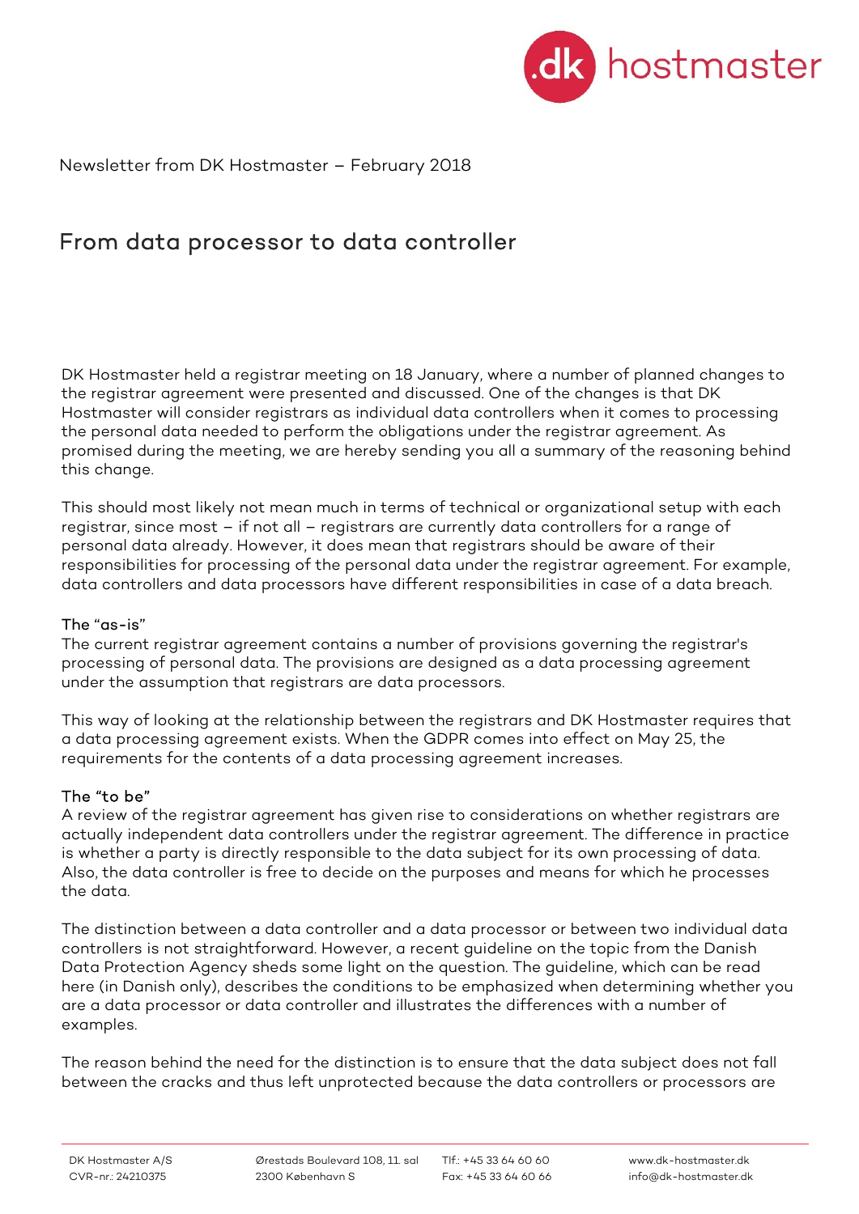Newsletter from DK Hostmaster – February 2018

# From data processor to data controller

DK Hostmaster held a registrar meeting on 18 January, where a number of planned changes to the registrar agreement were presented and discussed. One of the changes is that DK Hostmaster will consider registrars as individual data controllers when it comes to processing the personal data needed to perform the obligations under the registrar agreement. As promised during the meeting, we are hereby sending you all a summary of the reasoning behind this change.

This should most likely not mean much in terms of technical or organizational setup with each registrar, since most – if not all – registrars are currently data controllers for a range of personal data already. However, it does mean that registrars should be aware of their responsibilities for processing of the personal data under the registrar agreement. For example, data controllers and data processors have different responsibilities in case of a data breach.

## The "as-is"

The current registrar agreement contains a number of provisions governing the registrar's processing of personal data. The provisions are designed as a data processing agreement under the assumption that registrars are data processors.

This way of looking at the relationship between the registrars and DK Hostmaster requires that a data processing agreement exists. When the GDPR comes into effect on May 25, the requirements for the contents of a data processing agreement increases.

## The "to be"

A review of the registrar agreement has given rise to considerations on whether registrars are actually independent data controllers under the registrar agreement. The difference in practice is whether a party is directly responsible to the data subject for its own processing of data. Also, the data controller is free to decide on the purposes and means for which he processes the data.

The distinction between a data controller and a data processor or between two individual data controllers is not straightforward. However, a recent guideline on the topic from the Danish Data Protection Agency sheds some light on the question. The guideline, which can be read here (in Danish only), describes the conditions to be emphasized when determining whether you are a data processor or data controller and illustrates the differences with a number of examples.

The reason behind the need for the distinction is to ensure that the data subject does not fall between the cracks and thus left unprotected because the data controllers or processors are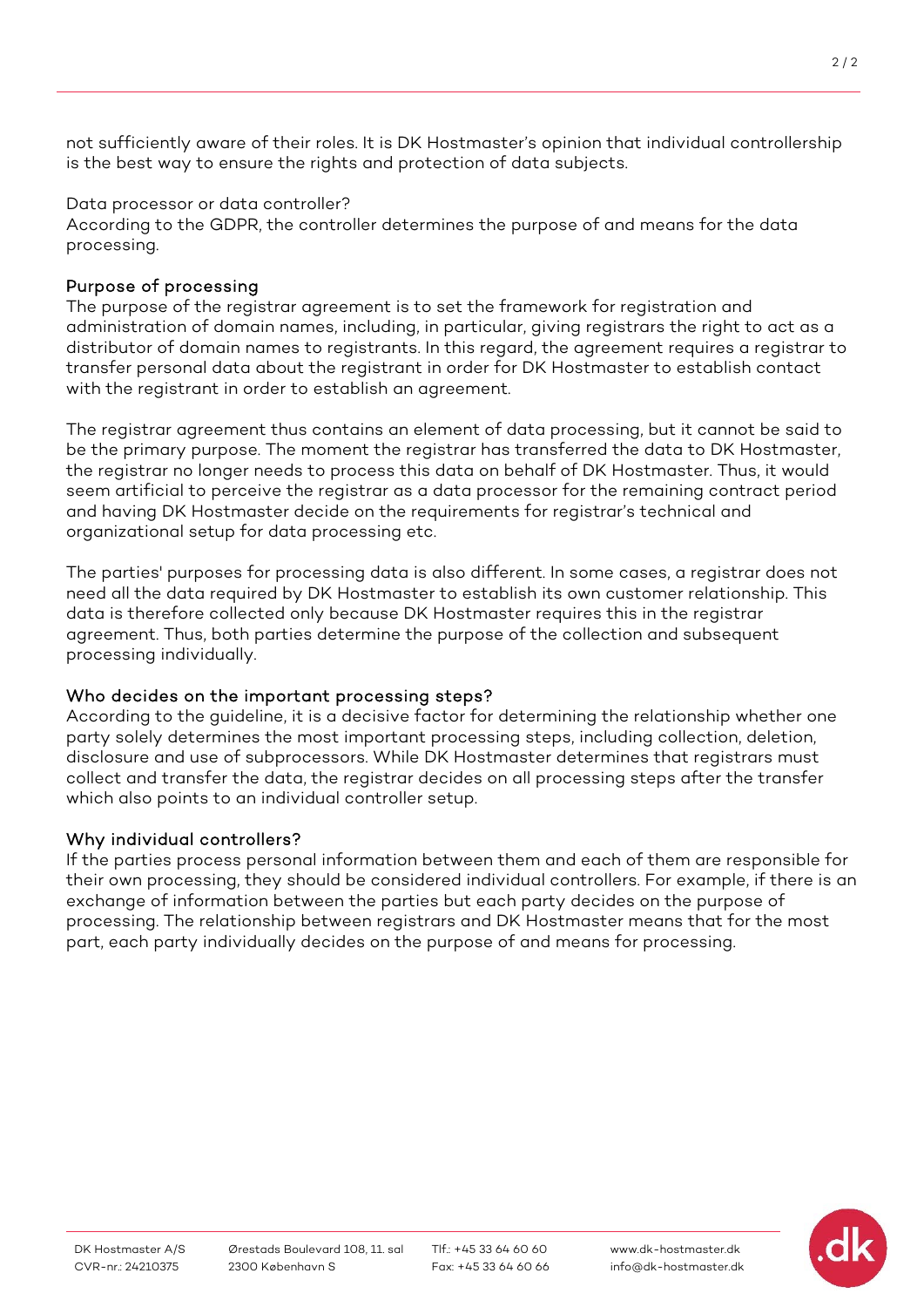not sufficiently aware of their roles. It is DK Hostmaster's opinion that individual controllership is the best way to ensure the rights and protection of data subjects.

Data processor or data controller?
According to the GDPR, the controller determines the purpose of and means for the data processing.

### Purpose of processing

The purpose of the registrar agreement is to set the framework for registration and administration of domain names, including, in particular, giving registrars the right to act as a distributor of domain names to registrants. In this regard, the agreement requires a registrar to transfer personal data about the registrant in order for DK Hostmaster to establish contact with the registrant in order to establish an agreement.

The registrar agreement thus contains an element of data processing, but it cannot be said to be the primary purpose. The moment the registrar has transferred the data to DK Hostmaster, the registrar no longer needs to process this data on behalf of DK Hostmaster. Thus, it would seem artificial to perceive the registrar as a data processor for the remaining contract period and having DK Hostmaster decide on the requirements for registrar's technical and organizational setup for data processing etc.

The parties' purposes for processing data is also different. In some cases, a registrar does not need all the data required by DK Hostmaster to establish its own customer relationship. This data is therefore collected only because DK Hostmaster requires this in the registrar agreement. Thus, both parties determine the purpose of the collection and subsequent processing individually.

### Who decides on the important processing steps?

According to the guideline, it is a decisive factor for determining the relationship whether one party solely determines the most important processing steps, including collection, deletion, disclosure and use of subprocessors. While DK Hostmaster determines that registrars must collect and transfer the data, the registrar decides on all processing steps after the transfer which also points to an individual controller setup.

### Why individual controllers?

If the parties process personal information between them and each of them are responsible for their own processing, they should be considered individual controllers. For example, if there is an exchange of information between the parties but each party decides on the purpose of processing. The relationship between registrars and DK Hostmaster means that for the most part, each party individually decides on the purpose of and means for processing.